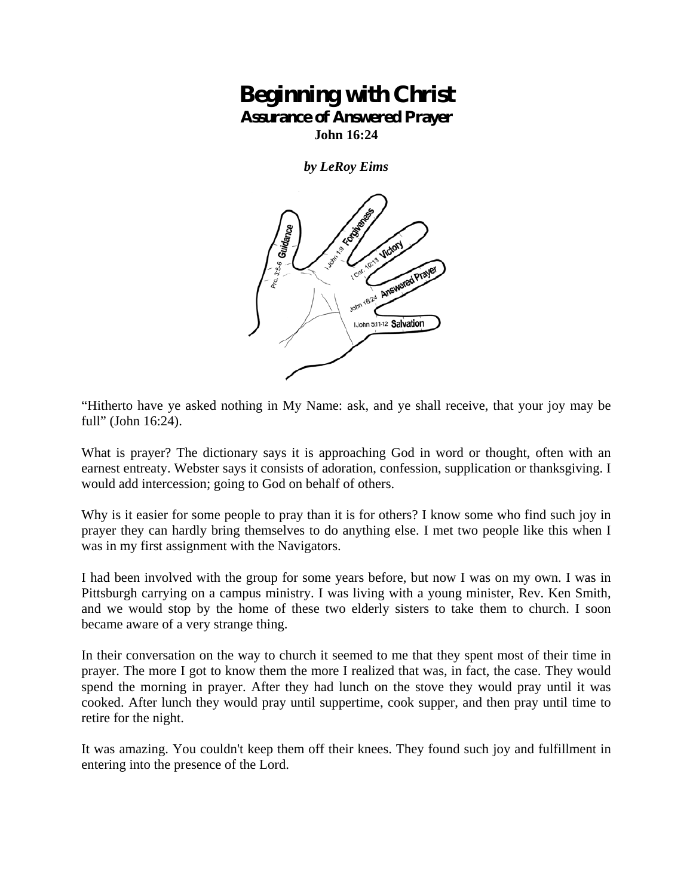# Beginning with Christ

## Assurance of Answered Prayer

**John 16:24**

***by LeRoy Eims***

"Hitherto have ye asked nothing in My Name: ask, and ye shall receive, that your joy may be full" (John 16:24).

What is prayer? The dictionary says it is approaching God in word or thought, often with an earnest entreaty. Webster says it consists of adoration, confession, supplication or thanksgiving. I would add intercession; going to God on behalf of others.

Why is it easier for some people to pray than it is for others? I know some who find such joy in prayer they can hardly bring themselves to do anything else. I met two people like this when I was in my first assignment with the Navigators.

I had been involved with the group for some years before, but now I was on my own. I was in Pittsburgh carrying on a campus ministry. I was living with a young minister, Rev. Ken Smith, and we would stop by the home of these two elderly sisters to take them to church. I soon became aware of a very strange thing.

In their conversation on the way to church it seemed to me that they spent most of their time in prayer. The more I got to know them the more I realized that was, in fact, the case. They would spend the morning in prayer. After they had lunch on the stove they would pray until it was cooked. After lunch they would pray until suppertime, cook supper, and then pray until time to retire for the night.

It was amazing. You couldn't keep them off their knees. They found such joy and fulfillment in entering into the presence of the Lord.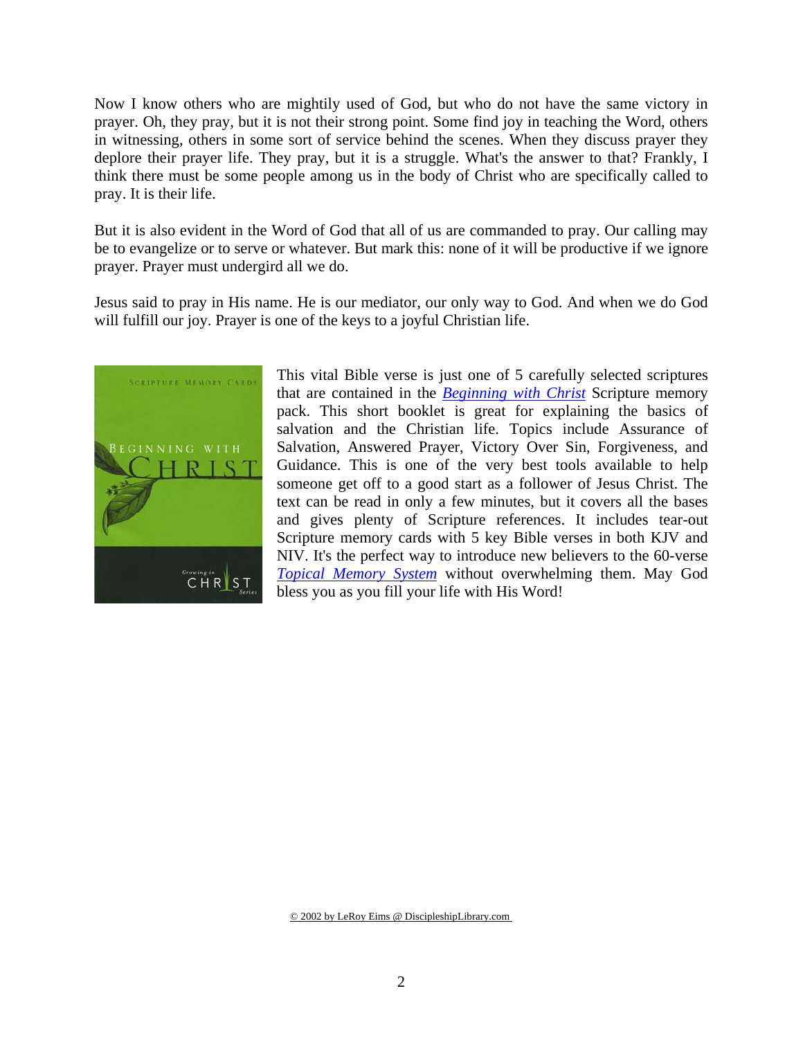Now I know others who are mightily used of God, but who do not have the same victory in prayer. Oh, they pray, but it is not their strong point. Some find joy in teaching the Word, others in witnessing, others in some sort of service behind the scenes. When they discuss prayer they deplore their prayer life. They pray, but it is a struggle. What's the answer to that? Frankly, I think there must be some people among us in the body of Christ who are specifically called to pray. It is their life.

But it is also evident in the Word of God that all of us are commanded to pray. Our calling may be to evangelize or to serve or whatever. But mark this: none of it will be productive if we ignore prayer. Prayer must undergird all we do.

Jesus said to pray in His name. He is our mediator, our only way to God. And when we do God will fulfill our joy. Prayer is one of the keys to a joyful Christian life.

This vital Bible verse is just one of 5 carefully selected scriptures that are contained in the *Beginning with Christ* Scripture memory pack. This short booklet is great for explaining the basics of salvation and the Christian life. Topics include Assurance of Salvation, Answered Prayer, Victory Over Sin, Forgiveness, and Guidance. This is one of the very best tools available to help someone get off to a good start as a follower of Jesus Christ. The text can be read in only a few minutes, but it covers all the bases and gives plenty of Scripture references. It includes tear-out Scripture memory cards with 5 key Bible verses in both KJV and NIV. It's the perfect way to introduce new believers to the 60-verse *Topical Memory System* without overwhelming them. May God bless you as you fill your life with His Word!

© 2002 by LeRoy Eims @ DiscipleshipLibrary.com